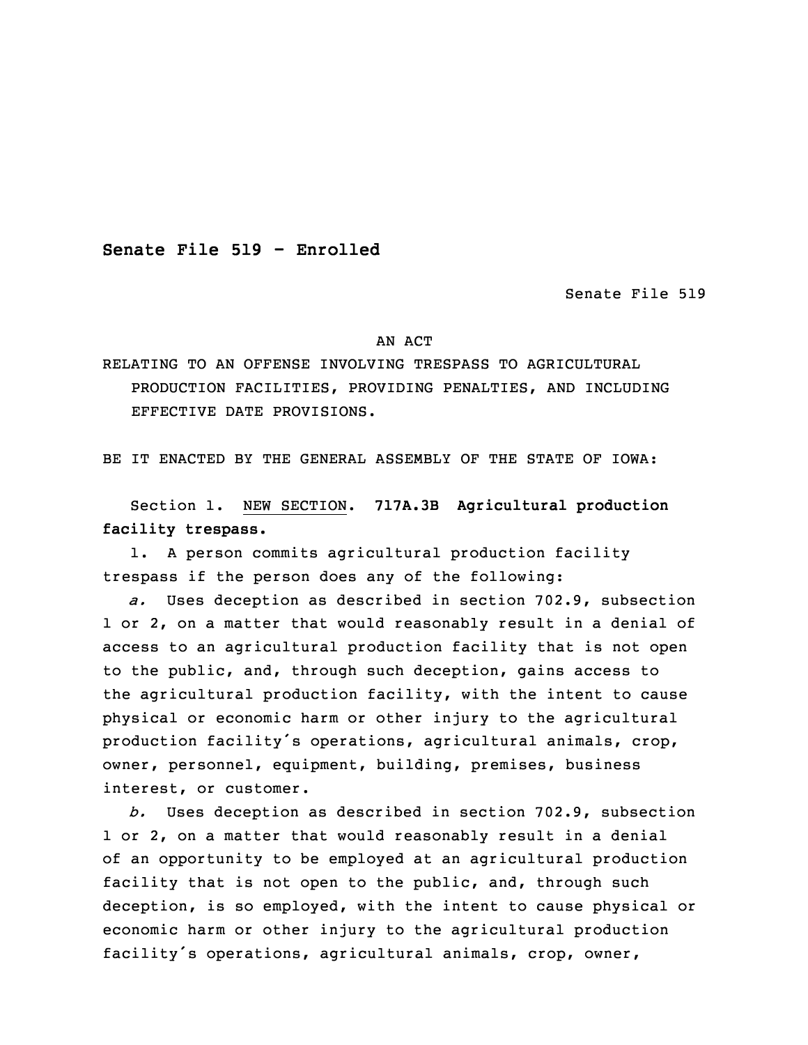**Senate File 519 - Enrolled**

Senate File 519

AN ACT

RELATING TO AN OFFENSE INVOLVING TRESPASS TO AGRICULTURAL PRODUCTION FACILITIES, PROVIDING PENALTIES, AND INCLUDING EFFECTIVE DATE PROVISIONS.

BE IT ENACTED BY THE GENERAL ASSEMBLY OF THE STATE OF IOWA:

Section 1. NEW SECTION. **717A.3B Agricultural production facility trespass.**

1. A person commits agricultural production facility trespass if the person does any of the following:

*a.* Uses deception as described in section 702.9, subsection 1 or 2, on a matter that would reasonably result in a denial of access to an agricultural production facility that is not open to the public, and, through such deception, gains access to the agricultural production facility, with the intent to cause physical or economic harm or other injury to the agricultural production facility's operations, agricultural animals, crop, owner, personnel, equipment, building, premises, business interest, or customer.

*b.* Uses deception as described in section 702.9, subsection 1 or 2, on a matter that would reasonably result in a denial of an opportunity to be employed at an agricultural production facility that is not open to the public, and, through such deception, is so employed, with the intent to cause physical or economic harm or other injury to the agricultural production facility's operations, agricultural animals, crop, owner,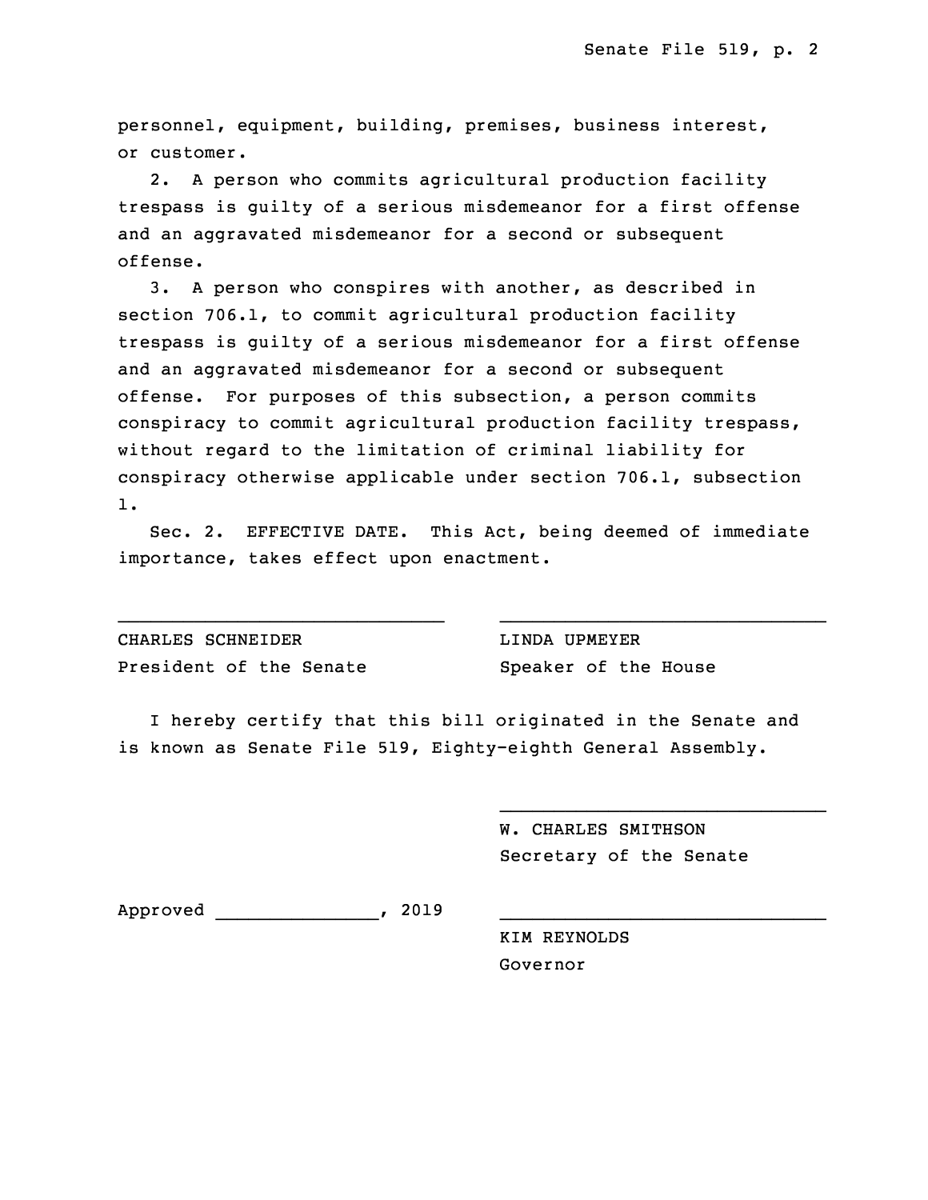personnel, equipment, building, premises, business interest, or customer.

2. A person who commits agricultural production facility trespass is guilty of a serious misdemeanor for a first offense and an aggravated misdemeanor for a second or subsequent offense.

3. A person who conspires with another, as described in section 706.1, to commit agricultural production facility trespass is guilty of a serious misdemeanor for a first offense and an aggravated misdemeanor for a second or subsequent offense. For purposes of this subsection, a person commits conspiracy to commit agricultural production facility trespass, without regard to the limitation of criminal liability for conspiracy otherwise applicable under section 706.1, subsection 1.

Sec. 2. EFFECTIVE DATE. This Act, being deemed of immediate importance, takes effect upon enactment.

______________________________
CHARLES SCHNEIDER
President of the Senate

______________________________
LINDA UPMEYER
Speaker of the House

I hereby certify that this bill originated in the Senate and is known as Senate File 519, Eighty-eighth General Assembly.

______________________________
W. CHARLES SMITHSON
Secretary of the Senate

Approved _______________, 2019

______________________________
KIM REYNOLDS
Governor